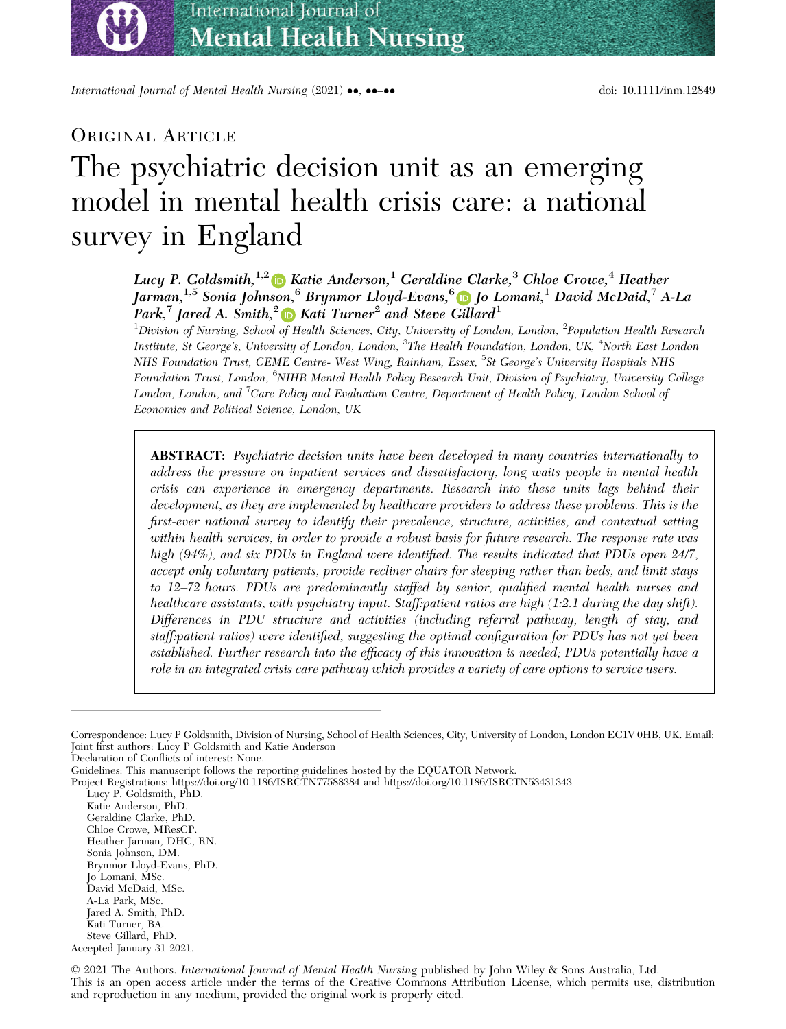ORIGINAL ARTICLE

# The psychiatric decision unit as an emerging model in mental health crisis care: a national survey in England

*Lucy P. Goldsmith,*[1,2] *Katie Anderson,*[1] *Geraldine Clarke,*[3] *Chloe Crowe,*[4] *Heather Jarman,*[1,5] *Sonia Johnson,*[6] *Brynmor Lloyd-Evans,*[6] *Jo Lomani,*[1] *David McDaid,*[7] *A-La Park,*[7] *Jared A. Smith,*[2] *Kati Turner*[2] *and Steve Gillard*[1]

[1]*Division of Nursing, School of Health Sciences, City, University of London, London,* [2]*Population Health Research Institute, St George's, University of London, London,* [3]*The Health Foundation, London, UK,* [4]*North East London NHS Foundation Trust, CEME Centre- West Wing, Rainham, Essex,* [5]*St George's University Hospitals NHS Foundation Trust, London,* [6]*NIHR Mental Health Policy Research Unit, Division of Psychiatry, University College London, London, and* [7]*Care Policy and Evaluation Centre, Department of Health Policy, London School of Economics and Political Science, London, UK*

**ABSTRACT:** *Psychiatric decision units have been developed in many countries internationally to address the pressure on inpatient services and dissatisfactory, long waits people in mental health crisis can experience in emergency departments. Research into these units lags behind their development, as they are implemented by healthcare providers to address these problems. This is the first-ever national survey to identify their prevalence, structure, activities, and contextual setting within health services, in order to provide a robust basis for future research. The response rate was high (94%), and six PDUs in England were identified. The results indicated that PDUs open 24/7, accept only voluntary patients, provide recliner chairs for sleeping rather than beds, and limit stays to 12–72 hours. PDUs are predominantly staffed by senior, qualified mental health nurses and healthcare assistants, with psychiatry input. Staff:patient ratios are high (1:2.1 during the day shift). Differences in PDU structure and activities (including referral pathway, length of stay, and staff:patient ratios) were identified, suggesting the optimal configuration for PDUs has not yet been established. Further research into the efficacy of this innovation is needed; PDUs potentially have a role in an integrated crisis care pathway which provides a variety of care options to service users.*

Correspondence: Lucy P Goldsmith, Division of Nursing, School of Health Sciences, City, University of London, London EC1V 0HB, UK. Email:
Joint first authors: Lucy P Goldsmith and Katie Anderson
Declaration of Conflicts of interest: None.
Guidelines: This manuscript follows the reporting guidelines hosted by the EQUATOR Network.
Project Registrations: https://doi.org/10.1186/ISRCTN77588384 and https://doi.org/10.1186/ISRCTN53431343

Lucy P. Goldsmith, PhD.
Katie Anderson, PhD.
Geraldine Clarke, PhD.
Chloe Crowe, MResCP.
Heather Jarman, DHC, RN.
Sonia Johnson, DM.
Brynmor Lloyd-Evans, PhD.
Jo Lomani, MSc.
David McDaid, MSc.
A-La Park, MSc.
Jared A. Smith, PhD.
Kati Turner, BA.
Steve Gillard, PhD.

Accepted January 31 2021.

© 2021 The Authors. *International Journal of Mental Health Nursing* published by John Wiley & Sons Australia, Ltd.
This is an open access article under the terms of the Creative Commons Attribution License, which permits use, distribution and reproduction in any medium, provided the original work is properly cited.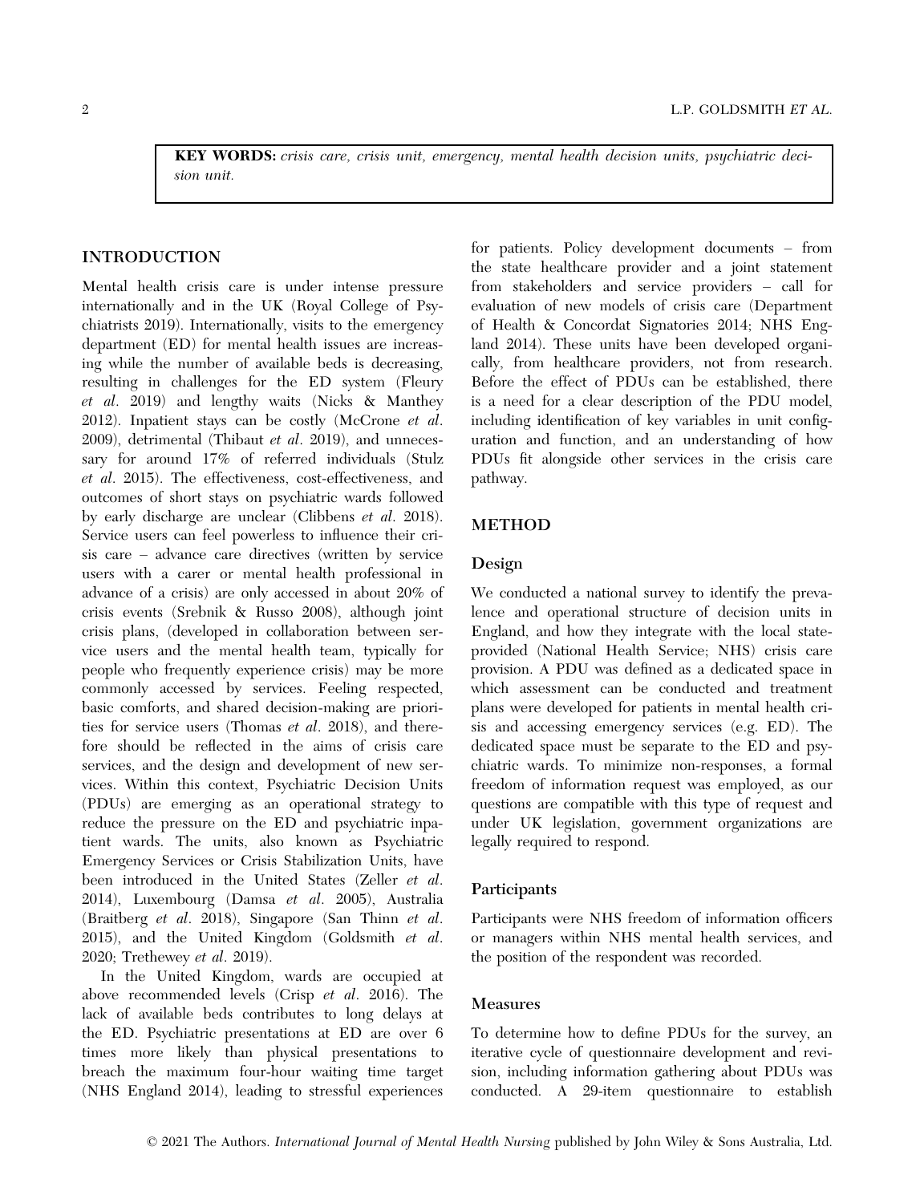**KEY WORDS:** *crisis care, crisis unit, emergency, mental health decision units, psychiatric decision unit.*

## INTRODUCTION

Mental health crisis care is under intense pressure internationally and in the UK (Royal College of Psychiatrists 2019). Internationally, visits to the emergency department (ED) for mental health issues are increasing while the number of available beds is decreasing, resulting in challenges for the ED system (Fleury *et al*. 2019) and lengthy waits (Nicks & Manthey 2012). Inpatient stays can be costly (McCrone *et al*. 2009), detrimental (Thibaut *et al*. 2019), and unnecessary for around 17% of referred individuals (Stulz *et al*. 2015). The effectiveness, cost-effectiveness, and outcomes of short stays on psychiatric wards followed by early discharge are unclear (Clibbens *et al*. 2018). Service users can feel powerless to influence their crisis care – advance care directives (written by service users with a carer or mental health professional in advance of a crisis) are only accessed in about 20% of crisis events (Srebnik & Russo 2008), although joint crisis plans, (developed in collaboration between service users and the mental health team, typically for people who frequently experience crisis) may be more commonly accessed by services. Feeling respected, basic comforts, and shared decision-making are priorities for service users (Thomas *et al*. 2018), and therefore should be reflected in the aims of crisis care services, and the design and development of new services. Within this context, Psychiatric Decision Units (PDUs) are emerging as an operational strategy to reduce the pressure on the ED and psychiatric inpatient wards. The units, also known as Psychiatric Emergency Services or Crisis Stabilization Units, have been introduced in the United States (Zeller *et al*. 2014), Luxembourg (Damsa *et al*. 2005), Australia (Braitberg *et al*. 2018), Singapore (San Thinn *et al*. 2015), and the United Kingdom (Goldsmith *et al*. 2020; Trethewey *et al*. 2019).

In the United Kingdom, wards are occupied at above recommended levels (Crisp *et al*. 2016). The lack of available beds contributes to long delays at the ED. Psychiatric presentations at ED are over 6 times more likely than physical presentations to breach the maximum four-hour waiting time target (NHS England 2014), leading to stressful experiences for patients. Policy development documents – from the state healthcare provider and a joint statement from stakeholders and service providers – call for evaluation of new models of crisis care (Department of Health & Concordat Signatories 2014; NHS England 2014). These units have been developed organically, from healthcare providers, not from research. Before the effect of PDUs can be established, there is a need for a clear description of the PDU model, including identification of key variables in unit configuration and function, and an understanding of how PDUs fit alongside other services in the crisis care pathway.

## METHOD

### Design

We conducted a national survey to identify the prevalence and operational structure of decision units in England, and how they integrate with the local state-provided (National Health Service; NHS) crisis care provision. A PDU was defined as a dedicated space in which assessment can be conducted and treatment plans were developed for patients in mental health crisis and accessing emergency services (e.g. ED). The dedicated space must be separate to the ED and psychiatric wards. To minimize non-responses, a formal freedom of information request was employed, as our questions are compatible with this type of request and under UK legislation, government organizations are legally required to respond.

### Participants

Participants were NHS freedom of information officers or managers within NHS mental health services, and the position of the respondent was recorded.

### Measures

To determine how to define PDUs for the survey, an iterative cycle of questionnaire development and revision, including information gathering about PDUs was conducted. A 29-item questionnaire to establish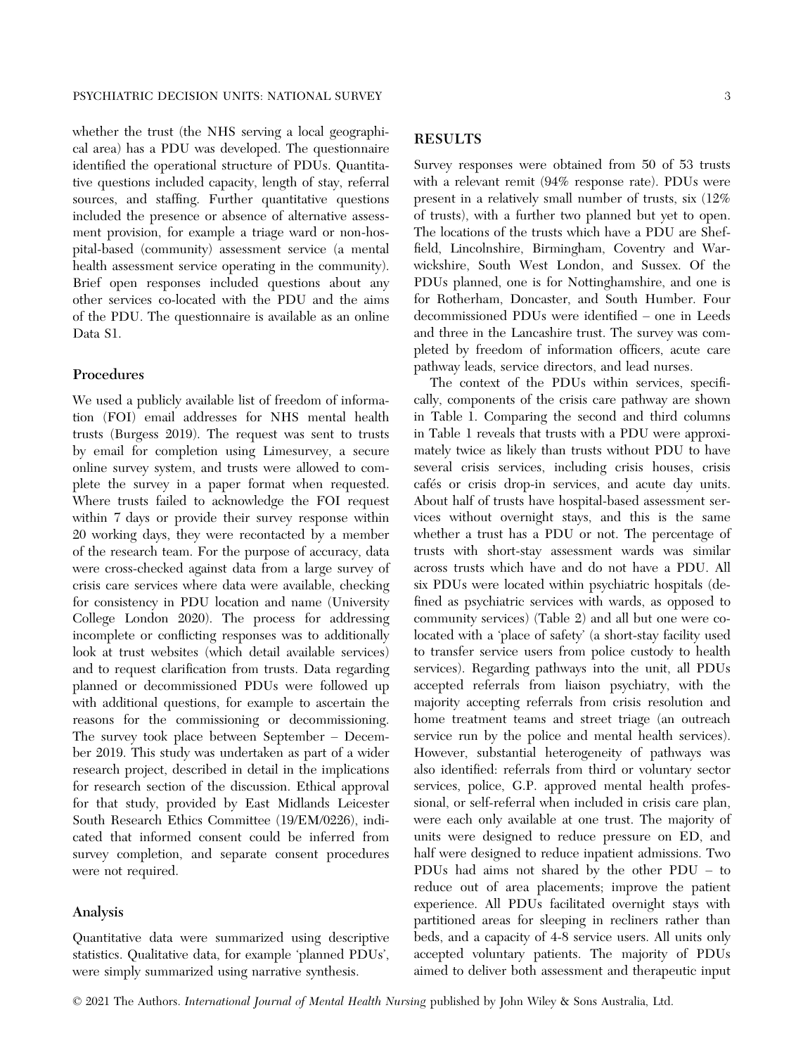whether the trust (the NHS serving a local geographical area) has a PDU was developed. The questionnaire identified the operational structure of PDUs. Quantitative questions included capacity, length of stay, referral sources, and staffing. Further quantitative questions included the presence or absence of alternative assessment provision, for example a triage ward or non-hospital-based (community) assessment service (a mental health assessment service operating in the community). Brief open responses included questions about any other services co-located with the PDU and the aims of the PDU. The questionnaire is available as an online Data S1.

### Procedures

We used a publicly available list of freedom of information (FOI) email addresses for NHS mental health trusts (Burgess 2019). The request was sent to trusts by email for completion using Limesurvey, a secure online survey system, and trusts were allowed to complete the survey in a paper format when requested. Where trusts failed to acknowledge the FOI request within 7 days or provide their survey response within 20 working days, they were recontacted by a member of the research team. For the purpose of accuracy, data were cross-checked against data from a large survey of crisis care services where data were available, checking for consistency in PDU location and name (University College London 2020). The process for addressing incomplete or conflicting responses was to additionally look at trust websites (which detail available services) and to request clarification from trusts. Data regarding planned or decommissioned PDUs were followed up with additional questions, for example to ascertain the reasons for the commissioning or decommissioning. The survey took place between September – December 2019. This study was undertaken as part of a wider research project, described in detail in the implications for research section of the discussion. Ethical approval for that study, provided by East Midlands Leicester South Research Ethics Committee (19/EM/0226), indicated that informed consent could be inferred from survey completion, and separate consent procedures were not required.

### Analysis

Quantitative data were summarized using descriptive statistics. Qualitative data, for example 'planned PDUs', were simply summarized using narrative synthesis.

## RESULTS

Survey responses were obtained from 50 of 53 trusts with a relevant remit (94% response rate). PDUs were present in a relatively small number of trusts, six (12% of trusts), with a further two planned but yet to open. The locations of the trusts which have a PDU are Sheffield, Lincolnshire, Birmingham, Coventry and Warwickshire, South West London, and Sussex. Of the PDUs planned, one is for Nottinghamshire, and one is for Rotherham, Doncaster, and South Humber. Four decommissioned PDUs were identified – one in Leeds and three in the Lancashire trust. The survey was completed by freedom of information officers, acute care pathway leads, service directors, and lead nurses.

The context of the PDUs within services, specifically, components of the crisis care pathway are shown in Table 1. Comparing the second and third columns in Table 1 reveals that trusts with a PDU were approximately twice as likely than trusts without PDU to have several crisis services, including crisis houses, crisis cafés or crisis drop-in services, and acute day units. About half of trusts have hospital-based assessment services without overnight stays, and this is the same whether a trust has a PDU or not. The percentage of trusts with short-stay assessment wards was similar across trusts which have and do not have a PDU. All six PDUs were located within psychiatric hospitals (defined as psychiatric services with wards, as opposed to community services) (Table 2) and all but one were co-located with a 'place of safety' (a short-stay facility used to transfer service users from police custody to health services). Regarding pathways into the unit, all PDUs accepted referrals from liaison psychiatry, with the majority accepting referrals from crisis resolution and home treatment teams and street triage (an outreach service run by the police and mental health services). However, substantial heterogeneity of pathways was also identified: referrals from third or voluntary sector services, police, G.P. approved mental health professional, or self-referral when included in crisis care plan, were each only available at one trust. The majority of units were designed to reduce pressure on ED, and half were designed to reduce inpatient admissions. Two PDUs had aims not shared by the other PDU – to reduce out of area placements; improve the patient experience. All PDUs facilitated overnight stays with partitioned areas for sleeping in recliners rather than beds, and a capacity of 4-8 service users. All units only accepted voluntary patients. The majority of PDUs aimed to deliver both assessment and therapeutic input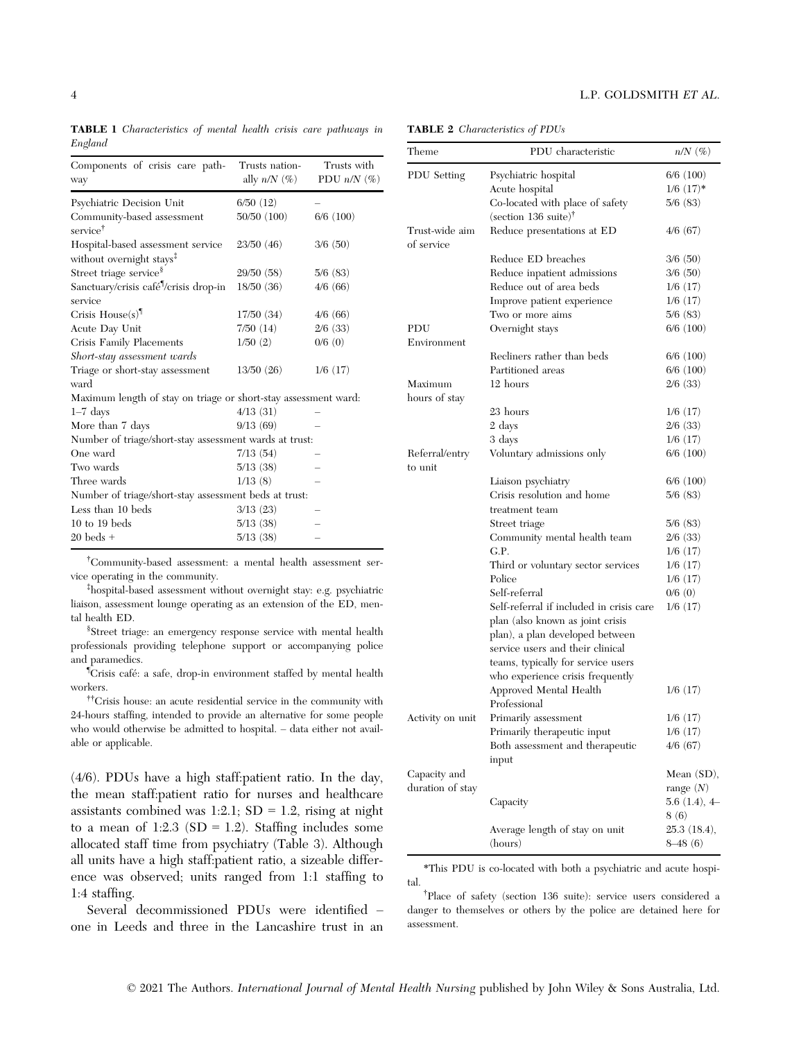**TABLE 1** *Characteristics of mental health crisis care pathways in England*

| Components of crisis care pathway | Trusts nationally n/N (%) | Trusts with PDU n/N (%) |
|---|---|---|
| Psychiatric Decision Unit | 6/50 (12) | – |
| Community-based assessment service[†] | 50/50 (100) | 6/6 (100) |
| Hospital-based assessment service without overnight stays[‡] | 23/50 (46) | 3/6 (50) |
| Street triage service[§] | 29/50 (58) | 5/6 (83) |
| Sanctuary/crisis café[¶]/crisis drop-in service | 18/50 (36) | 4/6 (66) |
| Crisis House(s)[¶] | 17/50 (34) | 4/6 (66) |
| Acute Day Unit | 7/50 (14) | 2/6 (33) |
| Crisis Family Placements | 1/50 (2) | 0/6 (0) |
| *Short-stay assessment wards* | | |
| Triage or short-stay assessment ward | 13/50 (26) | 1/6 (17) |
| Maximum length of stay on triage or short-stay assessment ward: | | |
| 1–7 days | 4/13 (31) | – |
| More than 7 days | 9/13 (69) | – |
| Number of triage/short-stay assessment wards at trust: | | |
| One ward | 7/13 (54) | – |
| Two wards | 5/13 (38) | – |
| Three wards | 1/13 (8) | – |
| Number of triage/short-stay assessment beds at trust: | | |
| Less than 10 beds | 3/13 (23) | – |
| 10 to 19 beds | 5/13 (38) | – |
| 20 beds + | 5/13 (38) | – |

[†]Community-based assessment: a mental health assessment service operating in the community.

[‡]hospital-based assessment without overnight stay: e.g. psychiatric liaison, assessment lounge operating as an extension of the ED, mental health ED.

[§]Street triage: an emergency response service with mental health professionals providing telephone support or accompanying police and paramedics.

[¶]Crisis café: a safe, drop-in environment staffed by mental health workers.

[††]Crisis house: an acute residential service in the community with 24-hours staffing, intended to provide an alternative for some people who would otherwise be admitted to hospital. – data either not available or applicable.

(4/6). PDUs have a high staff:patient ratio. In the day, the mean staff:patient ratio for nurses and healthcare assistants combined was 1:2.1; SD = 1.2, rising at night to a mean of 1:2.3 (SD = 1.2). Staffing includes some allocated staff time from psychiatry (Table 3). Although all units have a high staff:patient ratio, a sizeable difference was observed; units ranged from 1:1 staffing to 1:4 staffing.

Several decommissioned PDUs were identified – one in Leeds and three in the Lancashire trust in an

**TABLE 2** *Characteristics of PDUs*

| Theme | PDU characteristic | n/N (%) |
|---|---|---|
| PDU Setting | Psychiatric hospital | 6/6 (100) |
| | Acute hospital | 1/6 (17)* |
| | Co-located with place of safety (section 136 suite)[†] | 5/6 (83) |
| Trust-wide aim of service | Reduce presentations at ED | 4/6 (67) |
| | Reduce ED breaches | 3/6 (50) |
| | Reduce inpatient admissions | 3/6 (50) |
| | Reduce out of area beds | 1/6 (17) |
| | Improve patient experience | 1/6 (17) |
| | Two or more aims | 5/6 (83) |
| PDU Environment | Overnight stays | 6/6 (100) |
| | Recliners rather than beds | 6/6 (100) |
| | Partitioned areas | 6/6 (100) |
| Maximum hours of stay | 12 hours | 2/6 (33) |
| | 23 hours | 1/6 (17) |
| | 2 days | 2/6 (33) |
| | 3 days | 1/6 (17) |
| Referral/entry to unit | Voluntary admissions only | 6/6 (100) |
| | Liaison psychiatry | 6/6 (100) |
| | Crisis resolution and home treatment team | 5/6 (83) |
| | Street triage | 5/6 (83) |
| | Community mental health team | 2/6 (33) |
| | G.P. | 1/6 (17) |
| | Third or voluntary sector services | 1/6 (17) |
| | Police | 1/6 (17) |
| | Self-referral | 0/6 (0) |
| | Self-referral if included in crisis care plan (also known as joint crisis plan), a plan developed between service users and their clinical teams, typically for service users who experience crisis frequently | 1/6 (17) |
| | Approved Mental Health Professional | 1/6 (17) |
| Activity on unit | Primarily assessment | 1/6 (17) |
| | Primarily therapeutic input | 1/6 (17) |
| | Both assessment and therapeutic input | 4/6 (67) |
| Capacity and duration of stay | | Mean (SD), range (N) |
| | Capacity | 5.6 (1.4), 4–8 (6) |
| | Average length of stay on unit (hours) | 25.3 (18.4), 8–48 (6) |

*This PDU is co-located with both a psychiatric and acute hospital.

[†]Place of safety (section 136 suite): service users considered a danger to themselves or others by the police are detained here for assessment.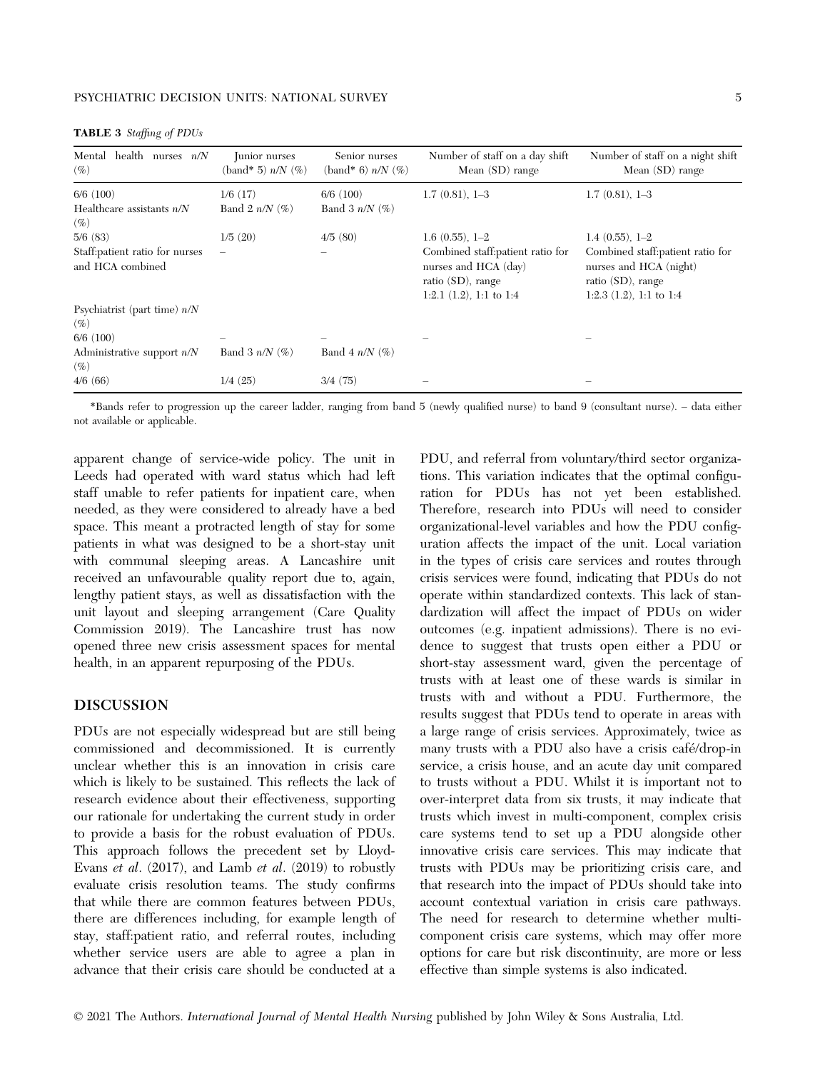**TABLE 3** *Staffing of PDUs*

| Mental health nurses *n/N* (%) | Junior nurses (band* 5) *n/N* (%) | Senior nurses (band* 6) *n/N* (%) | Number of staff on a day shift Mean (SD) range | Number of staff on a night shift Mean (SD) range |
|---|---|---|---|---|
| 6/6 (100) | 1/6 (17) | 6/6 (100) | 1.7 (0.81), 1–3 | 1.7 (0.81), 1–3 |
| Healthcare assistants *n/N* (%) | Band 2 *n/N* (%) | Band 3 *n/N* (%) | | |
| 5/6 (83) | 1/5 (20) | 4/5 (80) | 1.6 (0.55), 1–2 | 1.4 (0.55), 1–2 |
| Staff:patient ratio for nurses and HCA combined | – | – | Combined staff:patient ratio for nurses and HCA (day) ratio (SD), range 1:2.1 (1.2), 1:1 to 1:4 | Combined staff:patient ratio for nurses and HCA (night) ratio (SD), range 1:2.3 (1.2), 1:1 to 1:4 |
| Psychiatrist (part time) *n/N* (%) | | | | |
| 6/6 (100) | – | – | – | – |
| Administrative support *n/N* (%) | Band 3 *n/N* (%) | Band 4 *n/N* (%) | | |
| 4/6 (66) | 1/4 (25) | 3/4 (75) | – | – |

*Bands refer to progression up the career ladder, ranging from band 5 (newly qualified nurse) to band 9 (consultant nurse). – data either not available or applicable.

apparent change of service-wide policy. The unit in Leeds had operated with ward status which had left staff unable to refer patients for inpatient care, when needed, as they were considered to already have a bed space. This meant a protracted length of stay for some patients in what was designed to be a short-stay unit with communal sleeping areas. A Lancashire unit received an unfavourable quality report due to, again, lengthy patient stays, as well as dissatisfaction with the unit layout and sleeping arrangement (Care Quality Commission 2019). The Lancashire trust has now opened three new crisis assessment spaces for mental health, in an apparent repurposing of the PDUs.

## DISCUSSION

PDUs are not especially widespread but are still being commissioned and decommissioned. It is currently unclear whether this is an innovation in crisis care which is likely to be sustained. This reflects the lack of research evidence about their effectiveness, supporting our rationale for undertaking the current study in order to provide a basis for the robust evaluation of PDUs. This approach follows the precedent set by Lloyd-Evans *et al*. (2017), and Lamb *et al*. (2019) to robustly evaluate crisis resolution teams. The study confirms that while there are common features between PDUs, there are differences including, for example length of stay, staff:patient ratio, and referral routes, including whether service users are able to agree a plan in advance that their crisis care should be conducted at a PDU, and referral from voluntary/third sector organizations. This variation indicates that the optimal configuration for PDUs has not yet been established. Therefore, research into PDUs will need to consider organizational-level variables and how the PDU configuration affects the impact of the unit. Local variation in the types of crisis care services and routes through crisis services were found, indicating that PDUs do not operate within standardized contexts. This lack of standardization will affect the impact of PDUs on wider outcomes (e.g. inpatient admissions). There is no evidence to suggest that trusts open either a PDU or short-stay assessment ward, given the percentage of trusts with at least one of these wards is similar in trusts with and without a PDU. Furthermore, the results suggest that PDUs tend to operate in areas with a large range of crisis services. Approximately, twice as many trusts with a PDU also have a crisis café/drop-in service, a crisis house, and an acute day unit compared to trusts without a PDU. Whilst it is important not to over-interpret data from six trusts, it may indicate that trusts which invest in multi-component, complex crisis care systems tend to set up a PDU alongside other innovative crisis care services. This may indicate that trusts with PDUs may be prioritizing crisis care, and that research into the impact of PDUs should take into account contextual variation in crisis care pathways. The need for research to determine whether multi-component crisis care systems, which may offer more options for care but risk discontinuity, are more or less effective than simple systems is also indicated.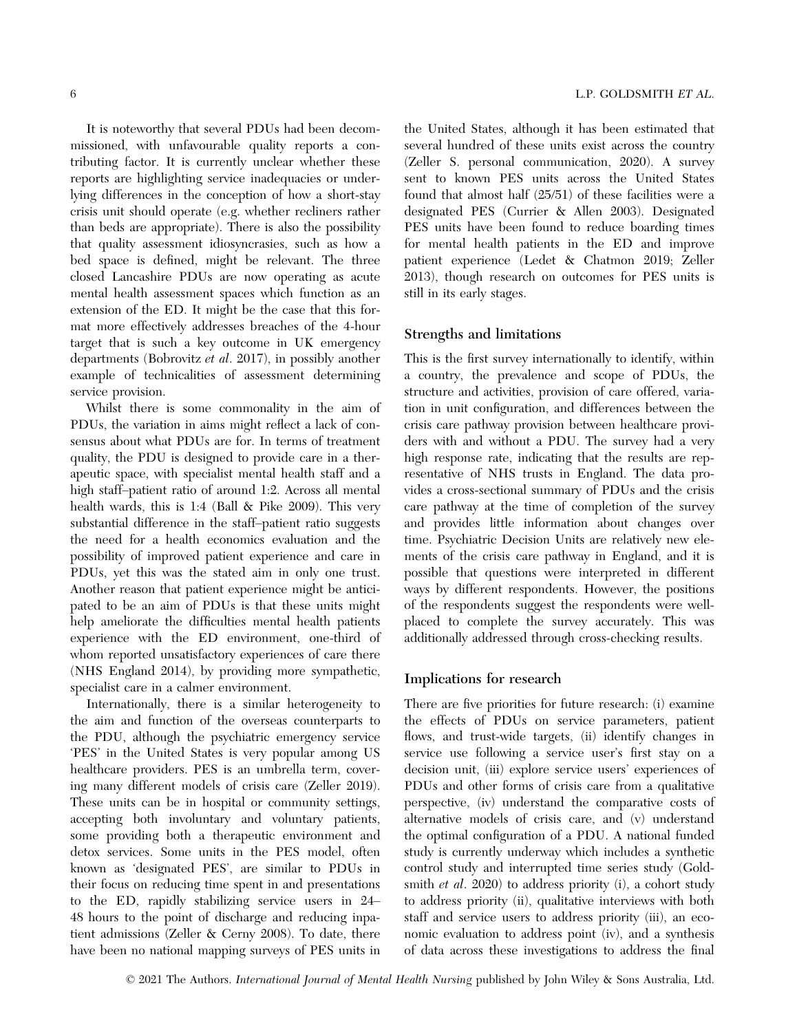It is noteworthy that several PDUs had been decommissioned, with unfavourable quality reports a contributing factor. It is currently unclear whether these reports are highlighting service inadequacies or underlying differences in the conception of how a short-stay crisis unit should operate (e.g. whether recliners rather than beds are appropriate). There is also the possibility that quality assessment idiosyncrasies, such as how a bed space is defined, might be relevant. The three closed Lancashire PDUs are now operating as acute mental health assessment spaces which function as an extension of the ED. It might be the case that this format more effectively addresses breaches of the 4-hour target that is such a key outcome in UK emergency departments (Bobrovitz *et al*. 2017), in possibly another example of technicalities of assessment determining service provision.

Whilst there is some commonality in the aim of PDUs, the variation in aims might reflect a lack of consensus about what PDUs are for. In terms of treatment quality, the PDU is designed to provide care in a therapeutic space, with specialist mental health staff and a high staff–patient ratio of around 1:2. Across all mental health wards, this is 1:4 (Ball & Pike 2009). This very substantial difference in the staff–patient ratio suggests the need for a health economics evaluation and the possibility of improved patient experience and care in PDUs, yet this was the stated aim in only one trust. Another reason that patient experience might be anticipated to be an aim of PDUs is that these units might help ameliorate the difficulties mental health patients experience with the ED environment, one-third of whom reported unsatisfactory experiences of care there (NHS England 2014), by providing more sympathetic, specialist care in a calmer environment.

Internationally, there is a similar heterogeneity to the aim and function of the overseas counterparts to the PDU, although the psychiatric emergency service 'PES' in the United States is very popular among US healthcare providers. PES is an umbrella term, covering many different models of crisis care (Zeller 2019). These units can be in hospital or community settings, accepting both involuntary and voluntary patients, some providing both a therapeutic environment and detox services. Some units in the PES model, often known as 'designated PES', are similar to PDUs in their focus on reducing time spent in and presentations to the ED, rapidly stabilizing service users in 24–48 hours to the point of discharge and reducing inpatient admissions (Zeller & Cerny 2008). To date, there have been no national mapping surveys of PES units in the United States, although it has been estimated that several hundred of these units exist across the country (Zeller S. personal communication, 2020). A survey sent to known PES units across the United States found that almost half (25/51) of these facilities were a designated PES (Currier & Allen 2003). Designated PES units have been found to reduce boarding times for mental health patients in the ED and improve patient experience (Ledet & Chatmon 2019; Zeller 2013), though research on outcomes for PES units is still in its early stages.

## Strengths and limitations

This is the first survey internationally to identify, within a country, the prevalence and scope of PDUs, the structure and activities, provision of care offered, variation in unit configuration, and differences between the crisis care pathway provision between healthcare providers with and without a PDU. The survey had a very high response rate, indicating that the results are representative of NHS trusts in England. The data provides a cross-sectional summary of PDUs and the crisis care pathway at the time of completion of the survey and provides little information about changes over time. Psychiatric Decision Units are relatively new elements of the crisis care pathway in England, and it is possible that questions were interpreted in different ways by different respondents. However, the positions of the respondents suggest the respondents were well-placed to complete the survey accurately. This was additionally addressed through cross-checking results.

## Implications for research

There are five priorities for future research: (i) examine the effects of PDUs on service parameters, patient flows, and trust-wide targets, (ii) identify changes in service use following a service user's first stay on a decision unit, (iii) explore service users' experiences of PDUs and other forms of crisis care from a qualitative perspective, (iv) understand the comparative costs of alternative models of crisis care, and (v) understand the optimal configuration of a PDU. A national funded study is currently underway which includes a synthetic control study and interrupted time series study (Goldsmith *et al*. 2020) to address priority (i), a cohort study to address priority (ii), qualitative interviews with both staff and service users to address priority (iii), an economic evaluation to address point (iv), and a synthesis of data across these investigations to address the final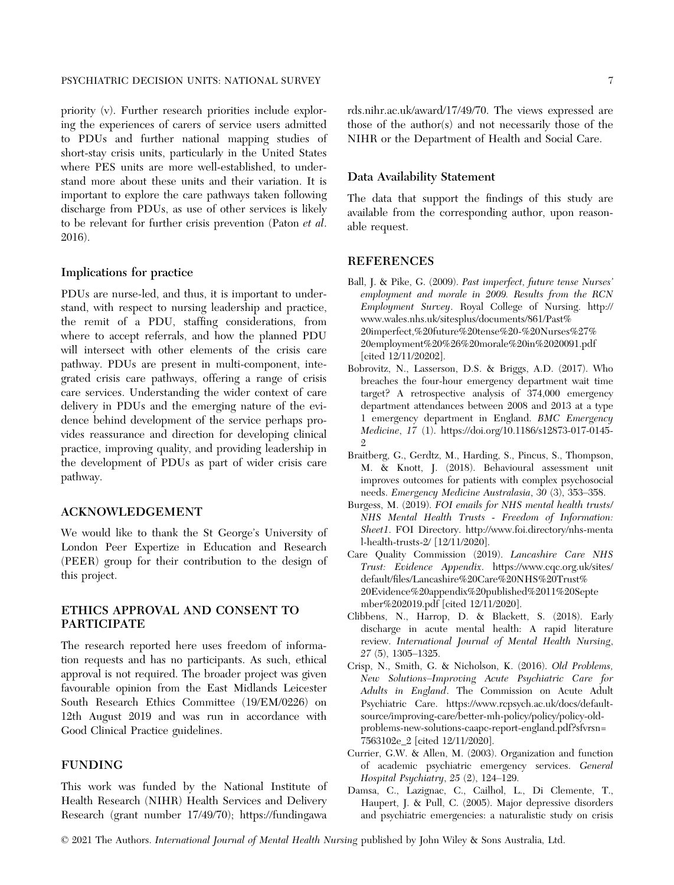priority (v). Further research priorities include exploring the experiences of carers of service users admitted to PDUs and further national mapping studies of short-stay crisis units, particularly in the United States where PES units are more well-established, to understand more about these units and their variation. It is important to explore the care pathways taken following discharge from PDUs, as use of other services is likely to be relevant for further crisis prevention (Paton *et al.* 2016).

### Implications for practice

PDUs are nurse-led, and thus, it is important to understand, with respect to nursing leadership and practice, the remit of a PDU, staffing considerations, from where to accept referrals, and how the planned PDU will intersect with other elements of the crisis care pathway. PDUs are present in multi-component, integrated crisis care pathways, offering a range of crisis care services. Understanding the wider context of care delivery in PDUs and the emerging nature of the evidence behind development of the service perhaps provides reassurance and direction for developing clinical practice, improving quality, and providing leadership in the development of PDUs as part of wider crisis care pathway.

## ACKNOWLEDGEMENT

We would like to thank the St George's University of London Peer Expertize in Education and Research (PEER) group for their contribution to the design of this project.

## ETHICS APPROVAL AND CONSENT TO PARTICIPATE

The research reported here uses freedom of information requests and has no participants. As such, ethical approval is not required. The broader project was given favourable opinion from the East Midlands Leicester South Research Ethics Committee (19/EM/0226) on 12th August 2019 and was run in accordance with Good Clinical Practice guidelines.

## FUNDING

This work was funded by the National Institute of Health Research (NIHR) Health Services and Delivery Research (grant number 17/49/70); https://fundingawards.nihr.ac.uk/award/17/49/70. The views expressed are those of the author(s) and not necessarily those of the NIHR or the Department of Health and Social Care.

### Data Availability Statement

The data that support the findings of this study are available from the corresponding author, upon reasonable request.

## REFERENCES

Ball, J. & Pike, G. (2009). *Past imperfect, future tense Nurses' employment and morale in 2009. Results from the RCN Employment Survey*. Royal College of Nursing. http://www.wales.nhs.uk/sitesplus/documents/861/Past%20imperfect,%20future%20tense%20-%20Nurses%27%20employment%20%26%20morale%20in%2020091.pdf [cited 12/11/20202].

Bobrovitz, N., Lasserson, D.S. & Briggs, A.D. (2017). Who breaches the four-hour emergency department wait time target? A retrospective analysis of 374,000 emergency department attendances between 2008 and 2013 at a type 1 emergency department in England. *BMC Emergency Medicine*, *17* (1). https://doi.org/10.1186/s12873-017-0145-2

Braitberg, G., Gerdtz, M., Harding, S., Pincus, S., Thompson, M. & Knott, J. (2018). Behavioural assessment unit improves outcomes for patients with complex psychosocial needs. *Emergency Medicine Australasia*, *30* (3), 353–358.

Burgess, M. (2019). *FOI emails for NHS mental health trusts/ NHS Mental Health Trusts - Freedom of Information: Sheet1*. FOI Directory. http://www.foi.directory/nhs-mental-health-trusts-2/ [12/11/2020].

Care Quality Commission (2019). *Lancashire Care NHS Trust: Evidence Appendix*. https://www.cqc.org.uk/sites/default/files/Lancashire%20Care%20NHS%20Trust%20Evidence%20appendix%20published%2011%20September%202019.pdf [cited 12/11/2020].

Clibbens, N., Harrop, D. & Blackett, S. (2018). Early discharge in acute mental health: A rapid literature review. *International Journal of Mental Health Nursing*, *27* (5), 1305–1325.

Crisp, N., Smith, G. & Nicholson, K. (2016). *Old Problems, New Solutions–Improving Acute Psychiatric Care for Adults in England*. The Commission on Acute Adult Psychiatric Care. https://www.rcpsych.ac.uk/docs/default-source/improving-care/better-mh-policy/policy/policy-old-problems-new-solutions-caapc-report-england.pdf?sfvrsn=7563102e_2 [cited 12/11/2020].

Currier, G.W. & Allen, M. (2003). Organization and function of academic psychiatric emergency services. *General Hospital Psychiatry*, *25* (2), 124–129.

Damsa, C., Lazignac, C., Cailhol, L., Di Clemente, T., Haupert, J. & Pull, C. (2005). Major depressive disorders and psychiatric emergencies: a naturalistic study on crisis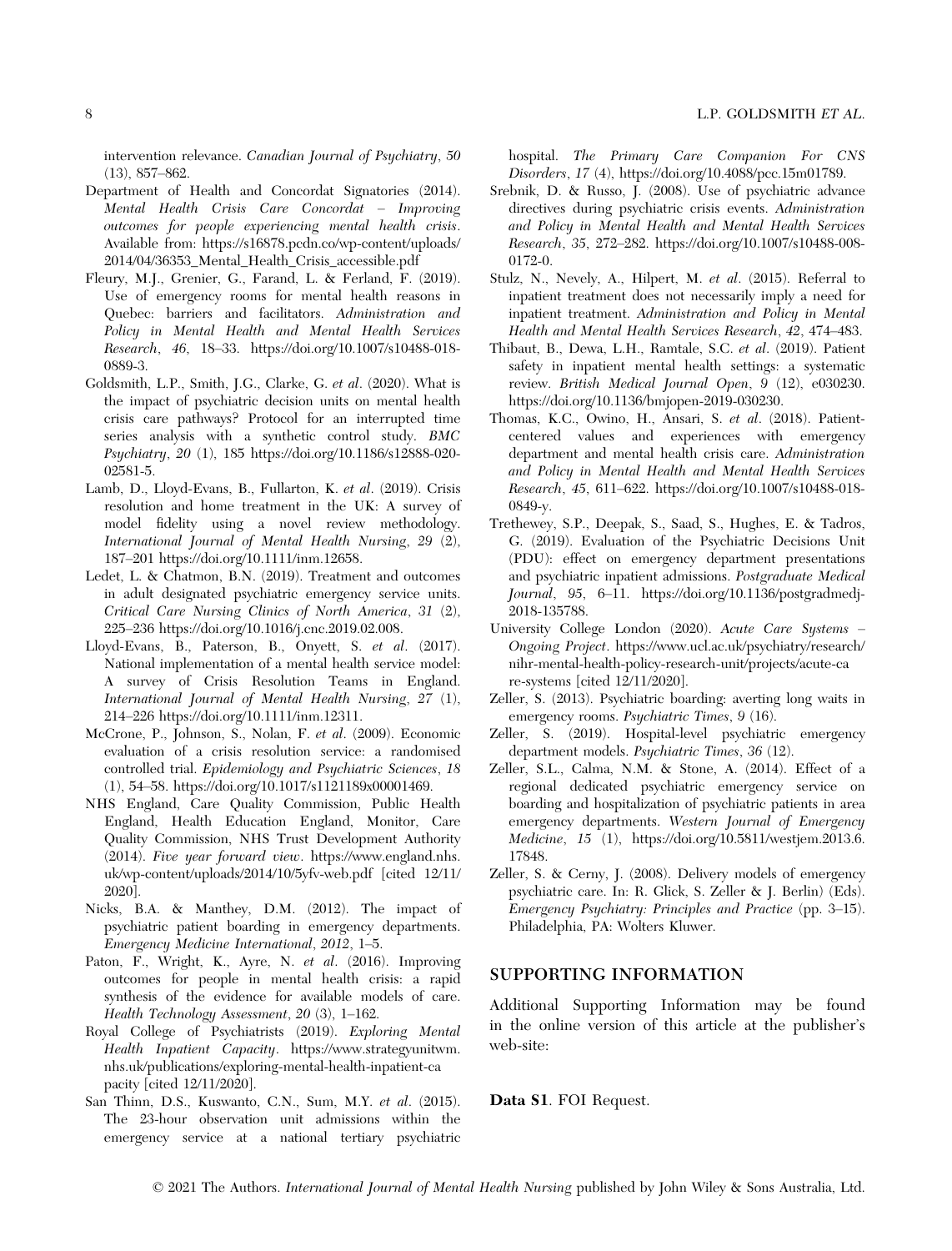intervention relevance. *Canadian Journal of Psychiatry*, *50* (13), 857–862.

Department of Health and Concordat Signatories (2014). *Mental Health Crisis Care Concordat – Improving outcomes for people experiencing mental health crisis*. Available from: https://s16878.pcdn.co/wp-content/uploads/2014/04/36353_Mental_Health_Crisis_accessible.pdf

Fleury, M.J., Grenier, G., Farand, L. & Ferland, F. (2019). Use of emergency rooms for mental health reasons in Quebec: barriers and facilitators. *Administration and Policy in Mental Health and Mental Health Services Research*, *46*, 18–33. https://doi.org/10.1007/s10488-018-0889-3.

Goldsmith, L.P., Smith, J.G., Clarke, G. *et al*. (2020). What is the impact of psychiatric decision units on mental health crisis care pathways? Protocol for an interrupted time series analysis with a synthetic control study. *BMC Psychiatry*, *20* (1), 185 https://doi.org/10.1186/s12888-020-02581-5.

Lamb, D., Lloyd-Evans, B., Fullarton, K. *et al*. (2019). Crisis resolution and home treatment in the UK: A survey of model fidelity using a novel review methodology. *International Journal of Mental Health Nursing*, *29* (2), 187–201 https://doi.org/10.1111/inm.12658.

Ledet, L. & Chatmon, B.N. (2019). Treatment and outcomes in adult designated psychiatric emergency service units. *Critical Care Nursing Clinics of North America*, *31* (2), 225–236 https://doi.org/10.1016/j.cnc.2019.02.008.

Lloyd-Evans, B., Paterson, B., Onyett, S. *et al*. (2017). National implementation of a mental health service model: A survey of Crisis Resolution Teams in England. *International Journal of Mental Health Nursing*, *27* (1), 214–226 https://doi.org/10.1111/inm.12311.

McCrone, P., Johnson, S., Nolan, F. *et al*. (2009). Economic evaluation of a crisis resolution service: a randomised controlled trial. *Epidemiology and Psychiatric Sciences*, *18* (1), 54–58. https://doi.org/10.1017/s1121189x00001469.

NHS England, Care Quality Commission, Public Health England, Health Education England, Monitor, Care Quality Commission, NHS Trust Development Authority (2014). *Five year forward view*. https://www.england.nhs.uk/wp-content/uploads/2014/10/5yfv-web.pdf [cited 12/11/2020].

Nicks, B.A. & Manthey, D.M. (2012). The impact of psychiatric patient boarding in emergency departments. *Emergency Medicine International*, *2012*, 1–5.

Paton, F., Wright, K., Ayre, N. *et al*. (2016). Improving outcomes for people in mental health crisis: a rapid synthesis of the evidence for available models of care. *Health Technology Assessment*, *20* (3), 1–162.

Royal College of Psychiatrists (2019). *Exploring Mental Health Inpatient Capacity*. https://www.strategyunitwm.nhs.uk/publications/exploring-mental-health-inpatient-capacity [cited 12/11/2020].

San Thinn, D.S., Kuswanto, C.N., Sum, M.Y. *et al*. (2015). The 23-hour observation unit admissions within the emergency service at a national tertiary psychiatric hospital. *The Primary Care Companion For CNS Disorders*, *17* (4), https://doi.org/10.4088/pcc.15m01789.

Srebnik, D. & Russo, J. (2008). Use of psychiatric advance directives during psychiatric crisis events. *Administration and Policy in Mental Health and Mental Health Services Research*, *35*, 272–282. https://doi.org/10.1007/s10488-008-0172-0.

Stulz, N., Nevely, A., Hilpert, M. *et al*. (2015). Referral to inpatient treatment does not necessarily imply a need for inpatient treatment. *Administration and Policy in Mental Health and Mental Health Services Research*, *42*, 474–483.

Thibaut, B., Dewa, L.H., Ramtale, S.C. *et al*. (2019). Patient safety in inpatient mental health settings: a systematic review. *British Medical Journal Open*, *9* (12), e030230. https://doi.org/10.1136/bmjopen-2019-030230.

Thomas, K.C., Owino, H., Ansari, S. *et al*. (2018). Patient-centered values and experiences with emergency department and mental health crisis care. *Administration and Policy in Mental Health and Mental Health Services Research*, *45*, 611–622. https://doi.org/10.1007/s10488-018-0849-y.

Trethewey, S.P., Deepak, S., Saad, S., Hughes, E. & Tadros, G. (2019). Evaluation of the Psychiatric Decisions Unit (PDU): effect on emergency department presentations and psychiatric inpatient admissions. *Postgraduate Medical Journal*, *95*, 6–11. https://doi.org/10.1136/postgradmedj-2018-135788.

University College London (2020). *Acute Care Systems – Ongoing Project*. https://www.ucl.ac.uk/psychiatry/research/nihr-mental-health-policy-research-unit/projects/acute-care-systems [cited 12/11/2020].

Zeller, S. (2013). Psychiatric boarding: averting long waits in emergency rooms. *Psychiatric Times*, *9* (16).

Zeller, S. (2019). Hospital-level psychiatric emergency department models. *Psychiatric Times*, *36* (12).

Zeller, S.L., Calma, N.M. & Stone, A. (2014). Effect of a regional dedicated psychiatric emergency service on boarding and hospitalization of psychiatric patients in area emergency departments. *Western Journal of Emergency Medicine*, *15* (1), https://doi.org/10.5811/westjem.2013.6.17848.

Zeller, S. & Cerny, J. (2008). Delivery models of emergency psychiatric care. In: R. Glick, S. Zeller & J. Berlin) (Eds). *Emergency Psychiatry: Principles and Practice* (pp. 3–15). Philadelphia, PA: Wolters Kluwer.

## SUPPORTING INFORMATION

Additional Supporting Information may be found in the online version of this article at the publisher's web-site:

**Data S1**. FOI Request.